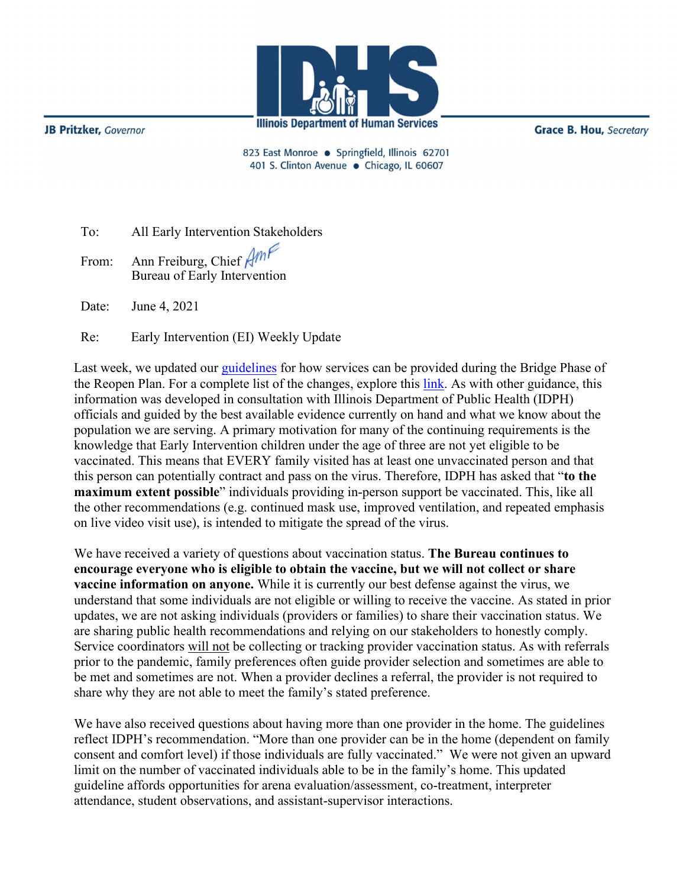JB Pritzker, *Governor*

**Illinois Department of Human Services**

Grace B. Hou, *Secretary*

823 East Monroe • Springfield, Illinois 62701
401 S. Clinton Avenue • Chicago, IL 60607

To: All Early Intervention Stakeholders

From: Ann Freiburg, Chief
Bureau of Early Intervention

Date: June 4, 2021

Re: Early Intervention (EI) Weekly Update

Last week, we updated our guidelines for how services can be provided during the Bridge Phase of the Reopen Plan. For a complete list of the changes, explore this link. As with other guidance, this information was developed in consultation with Illinois Department of Public Health (IDPH) officials and guided by the best available evidence currently on hand and what we know about the population we are serving. A primary motivation for many of the continuing requirements is the knowledge that Early Intervention children under the age of three are not yet eligible to be vaccinated. This means that EVERY family visited has at least one unvaccinated person and that this person can potentially contract and pass on the virus. Therefore, IDPH has asked that "**to the maximum extent possible**" individuals providing in-person support be vaccinated. This, like all the other recommendations (e.g. continued mask use, improved ventilation, and repeated emphasis on live video visit use), is intended to mitigate the spread of the virus.

We have received a variety of questions about vaccination status. **The Bureau continues to encourage everyone who is eligible to obtain the vaccine, but we will not collect or share vaccine information on anyone.** While it is currently our best defense against the virus, we understand that some individuals are not eligible or willing to receive the vaccine. As stated in prior updates, we are not asking individuals (providers or families) to share their vaccination status. We are sharing public health recommendations and relying on our stakeholders to honestly comply. Service coordinators will not be collecting or tracking provider vaccination status. As with referrals prior to the pandemic, family preferences often guide provider selection and sometimes are able to be met and sometimes are not. When a provider declines a referral, the provider is not required to share why they are not able to meet the family's stated preference.

We have also received questions about having more than one provider in the home. The guidelines reflect IDPH's recommendation. "More than one provider can be in the home (dependent on family consent and comfort level) if those individuals are fully vaccinated." We were not given an upward limit on the number of vaccinated individuals able to be in the family's home. This updated guideline affords opportunities for arena evaluation/assessment, co-treatment, interpreter attendance, student observations, and assistant-supervisor interactions.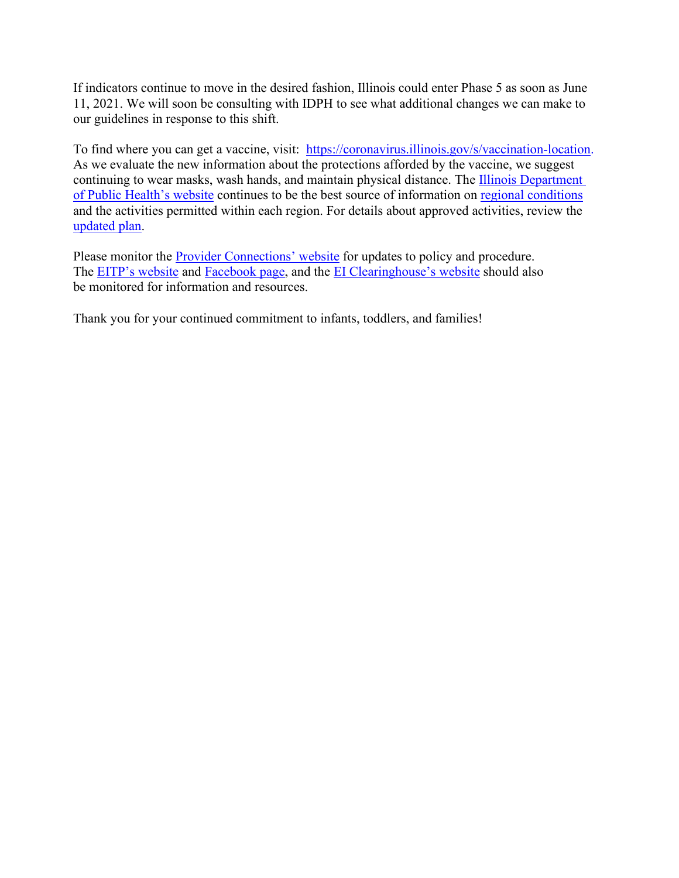If indicators continue to move in the desired fashion, Illinois could enter Phase 5 as soon as June 11, 2021. We will soon be consulting with IDPH to see what additional changes we can make to our guidelines in response to this shift.

To find where you can get a vaccine, visit: https://coronavirus.illinois.gov/s/vaccination-location. As we evaluate the new information about the protections afforded by the vaccine, we suggest continuing to wear masks, wash hands, and maintain physical distance. The Illinois Department of Public Health's website continues to be the best source of information on regional conditions and the activities permitted within each region. For details about approved activities, review the updated plan.

Please monitor the Provider Connections' website for updates to policy and procedure. The EITP's website and Facebook page, and the EI Clearinghouse's website should also be monitored for information and resources.

Thank you for your continued commitment to infants, toddlers, and families!